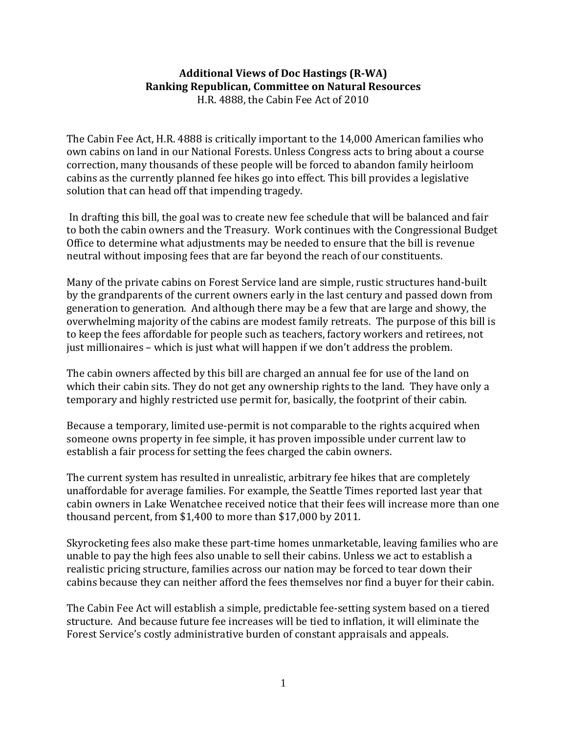**Additional Views of Doc Hastings (R-WA)**
**Ranking Republican, Committee on Natural Resources**
H.R. 4888, the Cabin Fee Act of 2010

The Cabin Fee Act, H.R. 4888 is critically important to the 14,000 American families who own cabins on land in our National Forests. Unless Congress acts to bring about a course correction, many thousands of these people will be forced to abandon family heirloom cabins as the currently planned fee hikes go into effect. This bill provides a legislative solution that can head off that impending tragedy.

In drafting this bill, the goal was to create new fee schedule that will be balanced and fair to both the cabin owners and the Treasury. Work continues with the Congressional Budget Office to determine what adjustments may be needed to ensure that the bill is revenue neutral without imposing fees that are far beyond the reach of our constituents.

Many of the private cabins on Forest Service land are simple, rustic structures hand-built by the grandparents of the current owners early in the last century and passed down from generation to generation. And although there may be a few that are large and showy, the overwhelming majority of the cabins are modest family retreats. The purpose of this bill is to keep the fees affordable for people such as teachers, factory workers and retirees, not just millionaires – which is just what will happen if we don't address the problem.

The cabin owners affected by this bill are charged an annual fee for use of the land on which their cabin sits. They do not get any ownership rights to the land. They have only a temporary and highly restricted use permit for, basically, the footprint of their cabin.

Because a temporary, limited use-permit is not comparable to the rights acquired when someone owns property in fee simple, it has proven impossible under current law to establish a fair process for setting the fees charged the cabin owners.

The current system has resulted in unrealistic, arbitrary fee hikes that are completely unaffordable for average families. For example, the Seattle Times reported last year that cabin owners in Lake Wenatchee received notice that their fees will increase more than one thousand percent, from $1,400 to more than $17,000 by 2011.

Skyrocketing fees also make these part-time homes unmarketable, leaving families who are unable to pay the high fees also unable to sell their cabins. Unless we act to establish a realistic pricing structure, families across our nation may be forced to tear down their cabins because they can neither afford the fees themselves nor find a buyer for their cabin.

The Cabin Fee Act will establish a simple, predictable fee-setting system based on a tiered structure. And because future fee increases will be tied to inflation, it will eliminate the Forest Service's costly administrative burden of constant appraisals and appeals.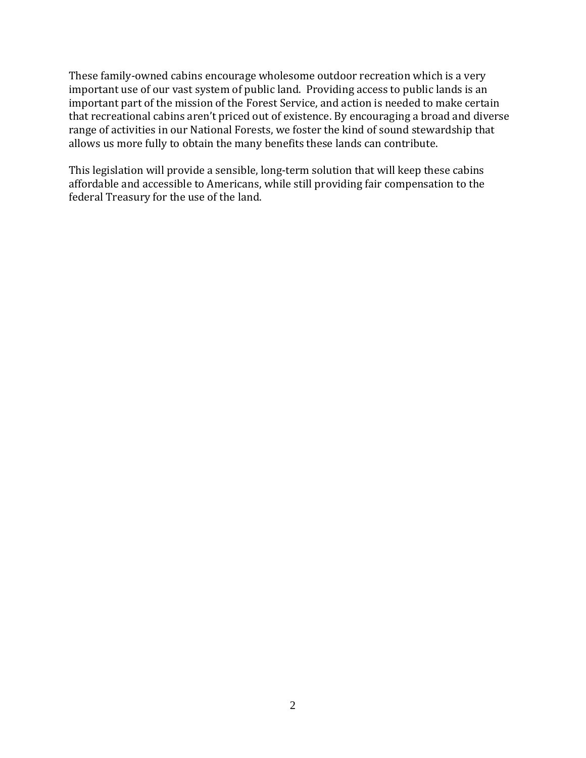These family-owned cabins encourage wholesome outdoor recreation which is a very important use of our vast system of public land. Providing access to public lands is an important part of the mission of the Forest Service, and action is needed to make certain that recreational cabins aren't priced out of existence. By encouraging a broad and diverse range of activities in our National Forests, we foster the kind of sound stewardship that allows us more fully to obtain the many benefits these lands can contribute.

This legislation will provide a sensible, long-term solution that will keep these cabins affordable and accessible to Americans, while still providing fair compensation to the federal Treasury for the use of the land.